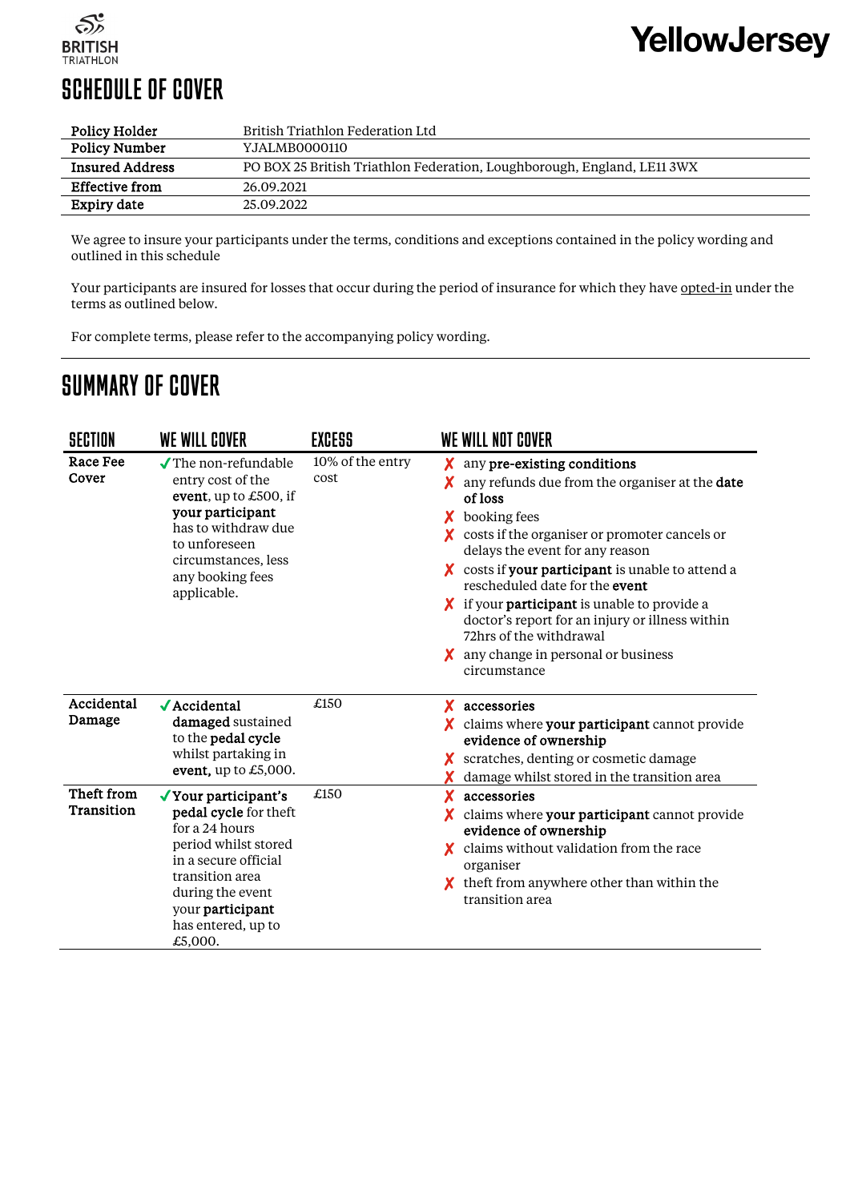BRITISH TRIATHLON

YellowJersey

# SCHEDULE OF COVER

| | |
|---|---|
| **Policy Holder** | British Triathlon Federation Ltd |
| **Policy Number** | YJALMB0000110 |
| **Insured Address** | PO BOX 25 British Triathlon Federation, Loughborough, England, LE11 3WX |
| **Effective from** | 26.09.2021 |
| **Expiry date** | 25.09.2022 |

We agree to insure your participants under the terms, conditions and exceptions contained in the policy wording and outlined in this schedule

Your participants are insured for losses that occur during the period of insurance for which they have opted-in under the terms as outlined below.

For complete terms, please refer to the accompanying policy wording.

# SUMMARY OF COVER

| SECTION | WE WILL COVER | EXCESS | WE WILL NOT COVER |
|---|---|---|---|
| **Race Fee Cover** | ✓ The non-refundable entry cost of the **event**, up to £500, if **your participant** has to withdraw due to unforeseen circumstances, less any booking fees applicable. | 10% of the entry cost | ✗ any **pre-existing conditions**<br>✗ any refunds due from the organiser at the **date of loss**<br>✗ booking fees<br>✗ costs if the organiser or promoter cancels or delays the event for any reason<br>✗ costs if **your participant** is unable to attend a rescheduled date for the **event**<br>✗ if your **participant** is unable to provide a doctor's report for an injury or illness within 72hrs of the withdrawal<br>✗ any change in personal or business circumstance |
| **Accidental Damage** | ✓ **Accidental damaged** sustained to the **pedal cycle** whilst partaking in **event**, up to £5,000. | £150 | ✗ **accessories**<br>✗ claims where **your participant** cannot provide **evidence of ownership**<br>✗ scratches, denting or cosmetic damage<br>✗ damage whilst stored in the transition area |
| **Theft from Transition** | ✓ **Your participant's pedal cycle** for theft for a 24 hours period whilst stored in a secure official transition area during the event your **participant** has entered, up to £5,000. | £150 | ✗ **accessories**<br>✗ claims where **your participant** cannot provide **evidence of ownership**<br>✗ claims without validation from the race organiser<br>✗ theft from anywhere other than within the transition area |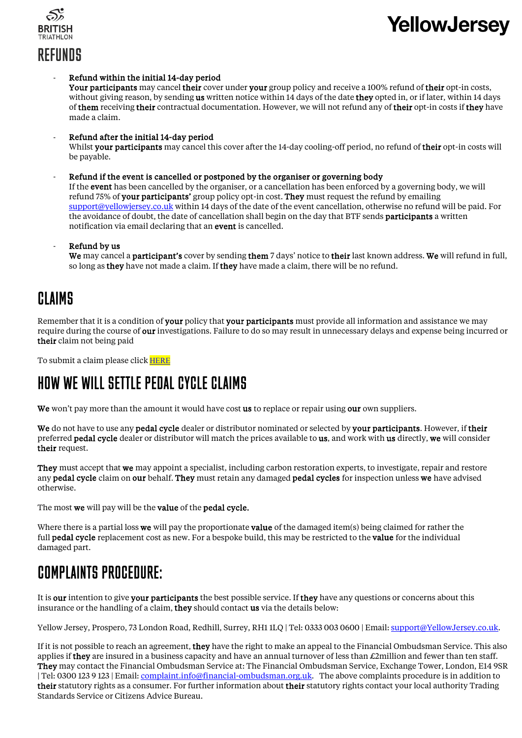# REFUNDS

- **Refund within the initial 14-day period**
  **Your participants** may cancel **their** cover under **your** group policy and receive a 100% refund of **their** opt-in costs, without giving reason, by sending **us** written notice within 14 days of the date **they** opted in, or if later, within 14 days of **them** receiving **their** contractual documentation. However, we will not refund any of **their** opt-in costs if **they** have made a claim.

- **Refund after the initial 14-day period**
  Whilst **your participants** may cancel this cover after the 14-day cooling-off period, no refund of **their** opt-in costs will be payable.

- **Refund if the event is cancelled or postponed by the organiser or governing body**
  If the **event** has been cancelled by the organiser, or a cancellation has been enforced by a governing body, we will refund 75% of **your participants'** group policy opt-in cost. **They** must request the refund by emailing support@yellowjersey.co.uk within 14 days of the date of the event cancellation, otherwise no refund will be paid. For the avoidance of doubt, the date of cancellation shall begin on the day that BTF sends **participants** a written notification via email declaring that an **event** is cancelled.

- **Refund by us**
  **We** may cancel a **participant's** cover by sending **them** 7 days' notice to **their** last known address. **We** will refund in full, so long as **they** have not made a claim. If **they** have made a claim, there will be no refund.

# CLAIMS

Remember that it is a condition of **your** policy that **your participants** must provide all information and assistance we may require during the course of **our** investigations. Failure to do so may result in unnecessary delays and expense being incurred or **their** claim not being paid

To submit a claim please click HERE

# HOW WE WILL SETTLE PEDAL CYCLE CLAIMS

**We** won't pay more than the amount it would have cost **us** to replace or repair using **our** own suppliers.

**We** do not have to use any **pedal cycle** dealer or distributor nominated or selected by **your participants**. However, if **their** preferred **pedal cycle** dealer or distributor will match the prices available to **us**, and work with **us** directly, **we** will consider **their** request.

**They** must accept that **we** may appoint a specialist, including carbon restoration experts, to investigate, repair and restore any **pedal cycle** claim on **our** behalf. **They** must retain any damaged **pedal cycles** for inspection unless **we** have advised otherwise.

The most **we** will pay will be the **value** of the **pedal cycle.**

Where there is a partial loss **we** will pay the proportionate **value** of the damaged item(s) being claimed for rather the full **pedal cycle** replacement cost as new. For a bespoke build, this may be restricted to the **value** for the individual damaged part.

# COMPLAINTS PROCEDURE:

It is **our** intention to give **your participants** the best possible service. If **they** have any questions or concerns about this insurance or the handling of a claim, **they** should contact **us** via the details below:

Yellow Jersey, Prospero, 73 London Road, Redhill, Surrey, RH1 1LQ | Tel: 0333 003 0600 | Email: support@YellowJersey.co.uk.

If it is not possible to reach an agreement, **they** have the right to make an appeal to the Financial Ombudsman Service. This also applies if **they** are insured in a business capacity and have an annual turnover of less than £2million and fewer than ten staff. **They** may contact the Financial Ombudsman Service at: The Financial Ombudsman Service, Exchange Tower, London, E14 9SR | Tel: 0300 123 9 123 | Email: complaint.info@financial-ombudsman.org.uk. The above complaints procedure is in addition to **their** statutory rights as a consumer. For further information about **their** statutory rights contact your local authority Trading Standards Service or Citizens Advice Bureau.